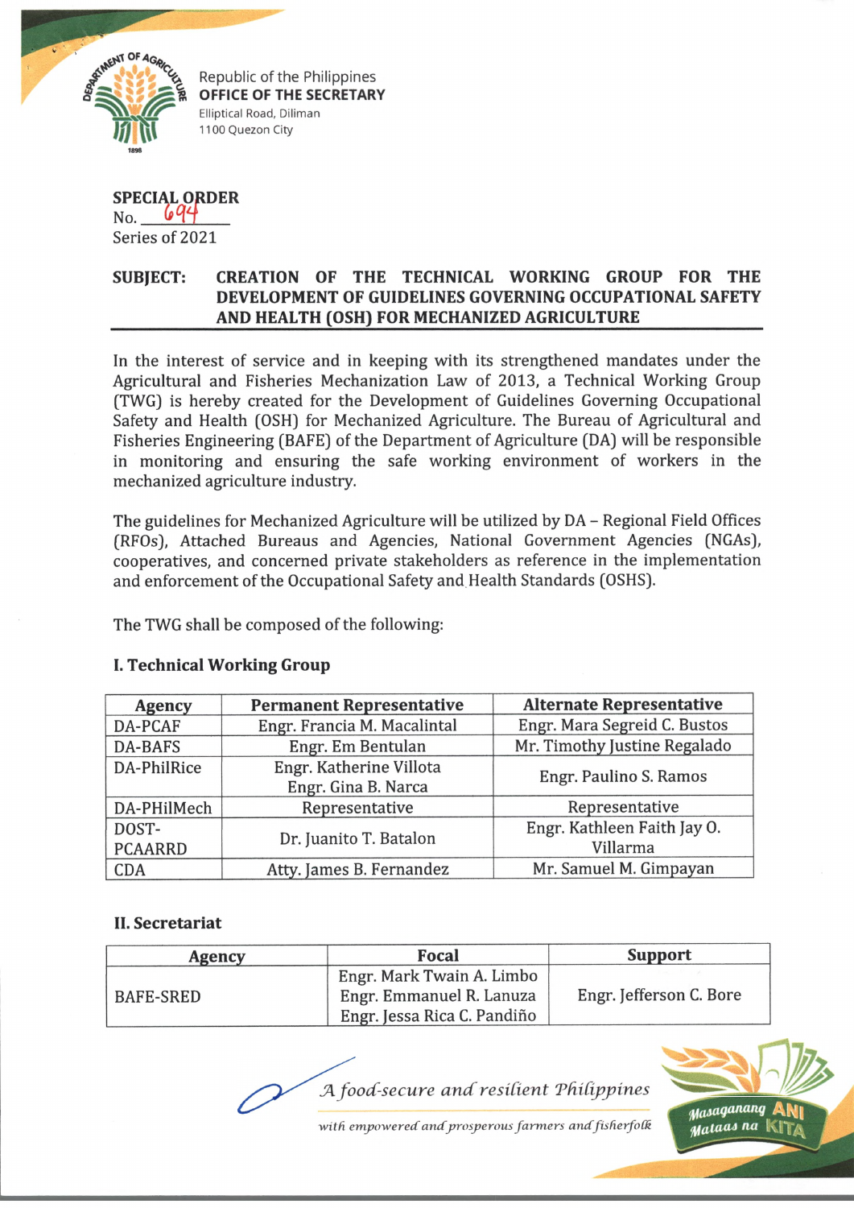Republic of the Philippines
**OFFICE OF THE SECRETARY**
Elliptical Road, Diliman
1100 Quezon City

**SPECIAL ORDER**
No. 694
Series of 2021

**SUBJECT: CREATION OF THE TECHNICAL WORKING GROUP FOR THE DEVELOPMENT OF GUIDELINES GOVERNING OCCUPATIONAL SAFETY AND HEALTH (OSH) FOR MECHANIZED AGRICULTURE**

In the interest of service and in keeping with its strengthened mandates under the Agricultural and Fisheries Mechanization Law of 2013, a Technical Working Group (TWG) is hereby created for the Development of Guidelines Governing Occupational Safety and Health (OSH) for Mechanized Agriculture. The Bureau of Agricultural and Fisheries Engineering (BAFE) of the Department of Agriculture (DA) will be responsible in monitoring and ensuring the safe working environment of workers in the mechanized agriculture industry.

The guidelines for Mechanized Agriculture will be utilized by DA – Regional Field Offices (RFOs), Attached Bureaus and Agencies, National Government Agencies (NGAs), cooperatives, and concerned private stakeholders as reference in the implementation and enforcement of the Occupational Safety and Health Standards (OSHS).

The TWG shall be composed of the following:

## I. Technical Working Group

| Agency | Permanent Representative | Alternate Representative |
|---|---|---|
| DA-PCAF | Engr. Francia M. Macalintal | Engr. Mara Segreid C. Bustos |
| DA-BAFS | Engr. Em Bentulan | Mr. Timothy Justine Regalado |
| DA-PhilRice | Engr. Katherine Villota<br>Engr. Gina B. Narca | Engr. Paulino S. Ramos |
| DA-PHilMech | Representative | Representative |
| DOST-PCAARRD | Dr. Juanito T. Batalon | Engr. Kathleen Faith Jay O. Villarma |
| CDA | Atty. James B. Fernandez | Mr. Samuel M. Gimpayan |

## II. Secretariat

| Agency | Focal | Support |
|---|---|---|
| BAFE-SRED | Engr. Mark Twain A. Limbo<br>Engr. Emmanuel R. Lanuza<br>Engr. Jessa Rica C. Pandiño | Engr. Jefferson C. Bore |

*A food-secure and resilient Philippines*
*with empowered and prosperous farmers and fisherfolk*

Masaganang ANI Mataas na KITA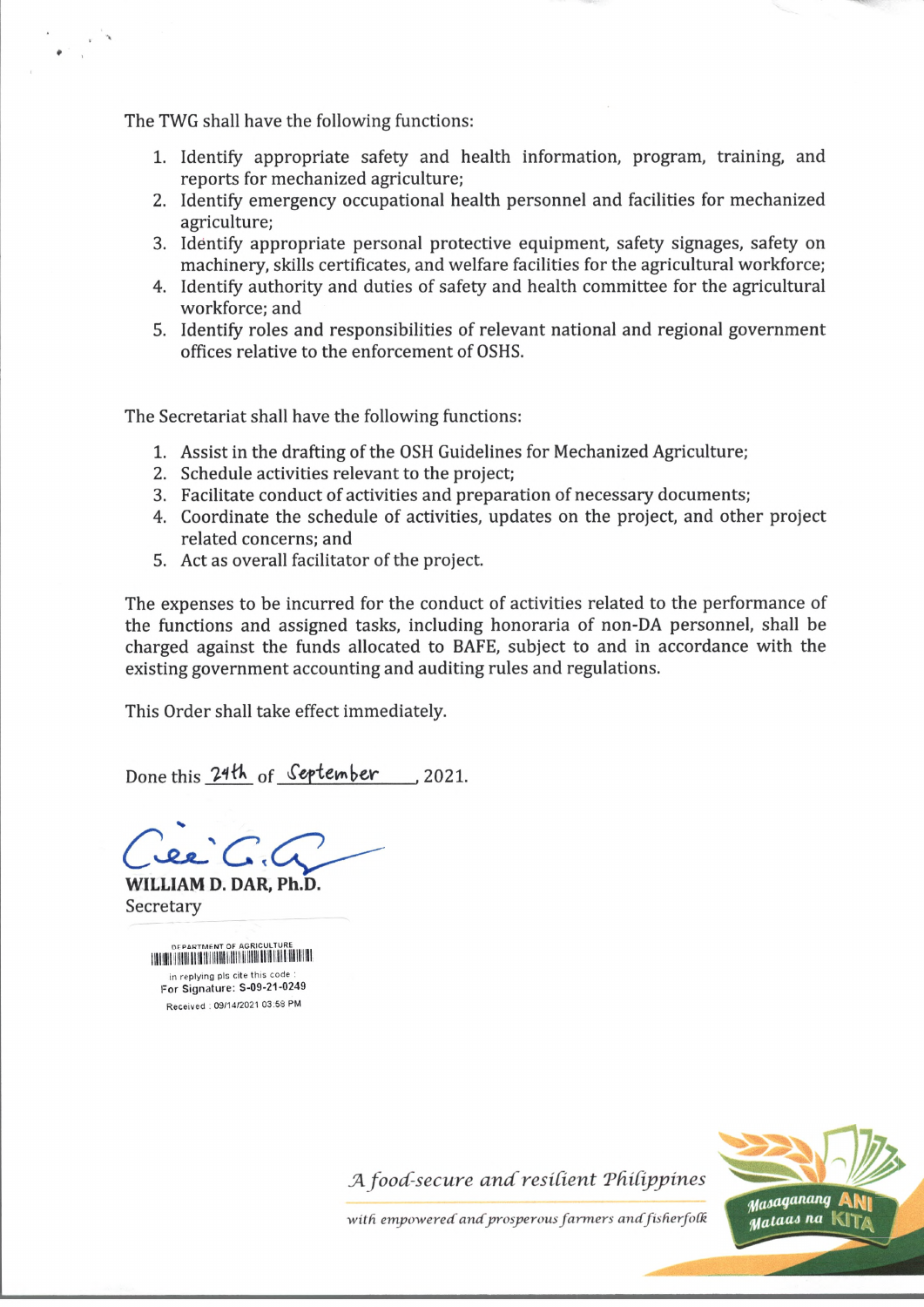The TWG shall have the following functions:

1. Identify appropriate safety and health information, program, training, and reports for mechanized agriculture;
2. Identify emergency occupational health personnel and facilities for mechanized agriculture;
3. Identify appropriate personal protective equipment, safety signages, safety on machinery, skills certificates, and welfare facilities for the agricultural workforce;
4. Identify authority and duties of safety and health committee for the agricultural workforce; and
5. Identify roles and responsibilities of relevant national and regional government offices relative to the enforcement of OSHS.

The Secretariat shall have the following functions:

1. Assist in the drafting of the OSH Guidelines for Mechanized Agriculture;
2. Schedule activities relevant to the project;
3. Facilitate conduct of activities and preparation of necessary documents;
4. Coordinate the schedule of activities, updates on the project, and other project related concerns; and
5. Act as overall facilitator of the project.

The expenses to be incurred for the conduct of activities related to the performance of the functions and assigned tasks, including honoraria of non-DA personnel, shall be charged against the funds allocated to BAFE, subject to and in accordance with the existing government accounting and auditing rules and regulations.

This Order shall take effect immediately.

Done this 24th of September, 2021.

**WILLIAM D. DAR, Ph.D.**
Secretary

DEPARTMENT OF AGRICULTURE
in replying pls cite this code :
For Signature: S-09-21-0249
Received : 09/14/2021 03:58 PM

*A food-secure and resilient Philippines*
*with empowered and prosperous farmers and fisherfolk*

Masaganang ANI Mataas na KITA